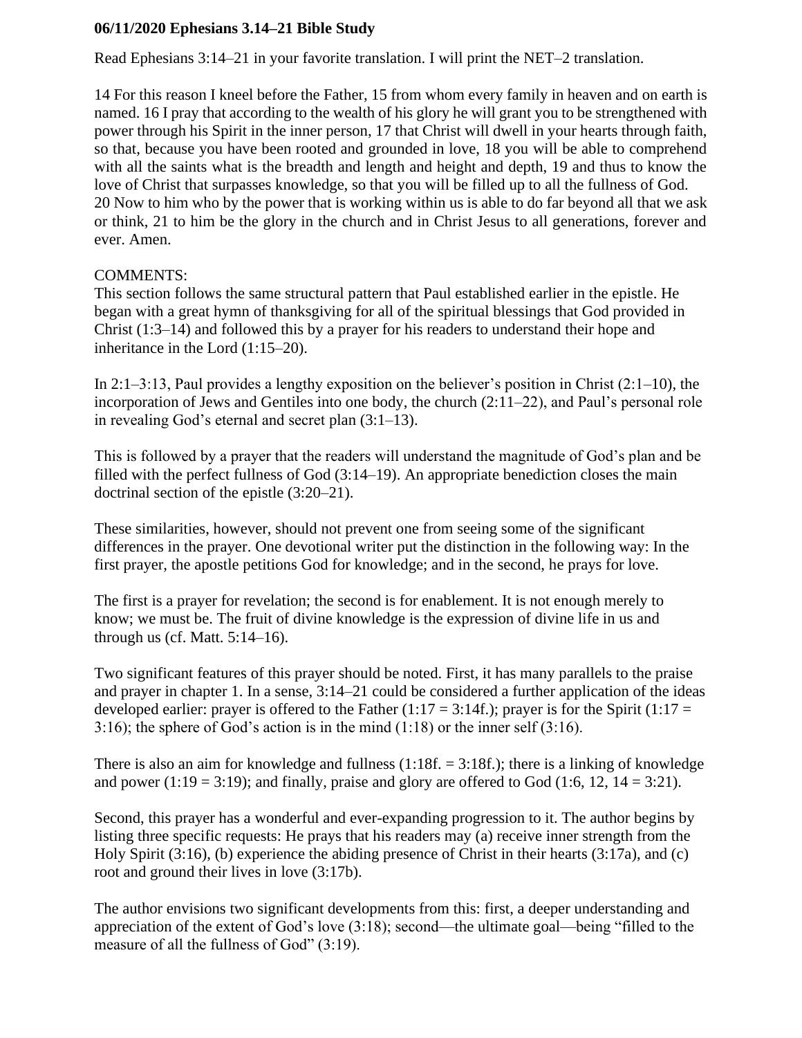**06/11/2020 Ephesians 3.14–21 Bible Study**

Read Ephesians 3:14–21 in your favorite translation. I will print the NET–2 translation.

14 For this reason I kneel before the Father, 15 from whom every family in heaven and on earth is named. 16 I pray that according to the wealth of his glory he will grant you to be strengthened with power through his Spirit in the inner person, 17 that Christ will dwell in your hearts through faith, so that, because you have been rooted and grounded in love, 18 you will be able to comprehend with all the saints what is the breadth and length and height and depth, 19 and thus to know the love of Christ that surpasses knowledge, so that you will be filled up to all the fullness of God.
20 Now to him who by the power that is working within us is able to do far beyond all that we ask or think, 21 to him be the glory in the church and in Christ Jesus to all generations, forever and ever. Amen.

COMMENTS:
This section follows the same structural pattern that Paul established earlier in the epistle. He began with a great hymn of thanksgiving for all of the spiritual blessings that God provided in Christ (1:3–14) and followed this by a prayer for his readers to understand their hope and inheritance in the Lord (1:15–20).

In 2:1–3:13, Paul provides a lengthy exposition on the believer's position in Christ (2:1–10), the incorporation of Jews and Gentiles into one body, the church (2:11–22), and Paul's personal role in revealing God's eternal and secret plan (3:1–13).

This is followed by a prayer that the readers will understand the magnitude of God's plan and be filled with the perfect fullness of God (3:14–19). An appropriate benediction closes the main doctrinal section of the epistle (3:20–21).

These similarities, however, should not prevent one from seeing some of the significant differences in the prayer. One devotional writer put the distinction in the following way: In the first prayer, the apostle petitions God for knowledge; and in the second, he prays for love.

The first is a prayer for revelation; the second is for enablement. It is not enough merely to know; we must be. The fruit of divine knowledge is the expression of divine life in us and through us (cf. Matt. 5:14–16).

Two significant features of this prayer should be noted. First, it has many parallels to the praise and prayer in chapter 1. In a sense, 3:14–21 could be considered a further application of the ideas developed earlier: prayer is offered to the Father (1:17 = 3:14f.); prayer is for the Spirit (1:17 = 3:16); the sphere of God's action is in the mind (1:18) or the inner self (3:16).

There is also an aim for knowledge and fullness (1:18f. = 3:18f.); there is a linking of knowledge and power (1:19 = 3:19); and finally, praise and glory are offered to God (1:6, 12, 14 = 3:21).

Second, this prayer has a wonderful and ever-expanding progression to it. The author begins by listing three specific requests: He prays that his readers may (a) receive inner strength from the Holy Spirit (3:16), (b) experience the abiding presence of Christ in their hearts (3:17a), and (c) root and ground their lives in love (3:17b).

The author envisions two significant developments from this: first, a deeper understanding and appreciation of the extent of God's love (3:18); second—the ultimate goal—being "filled to the measure of all the fullness of God" (3:19).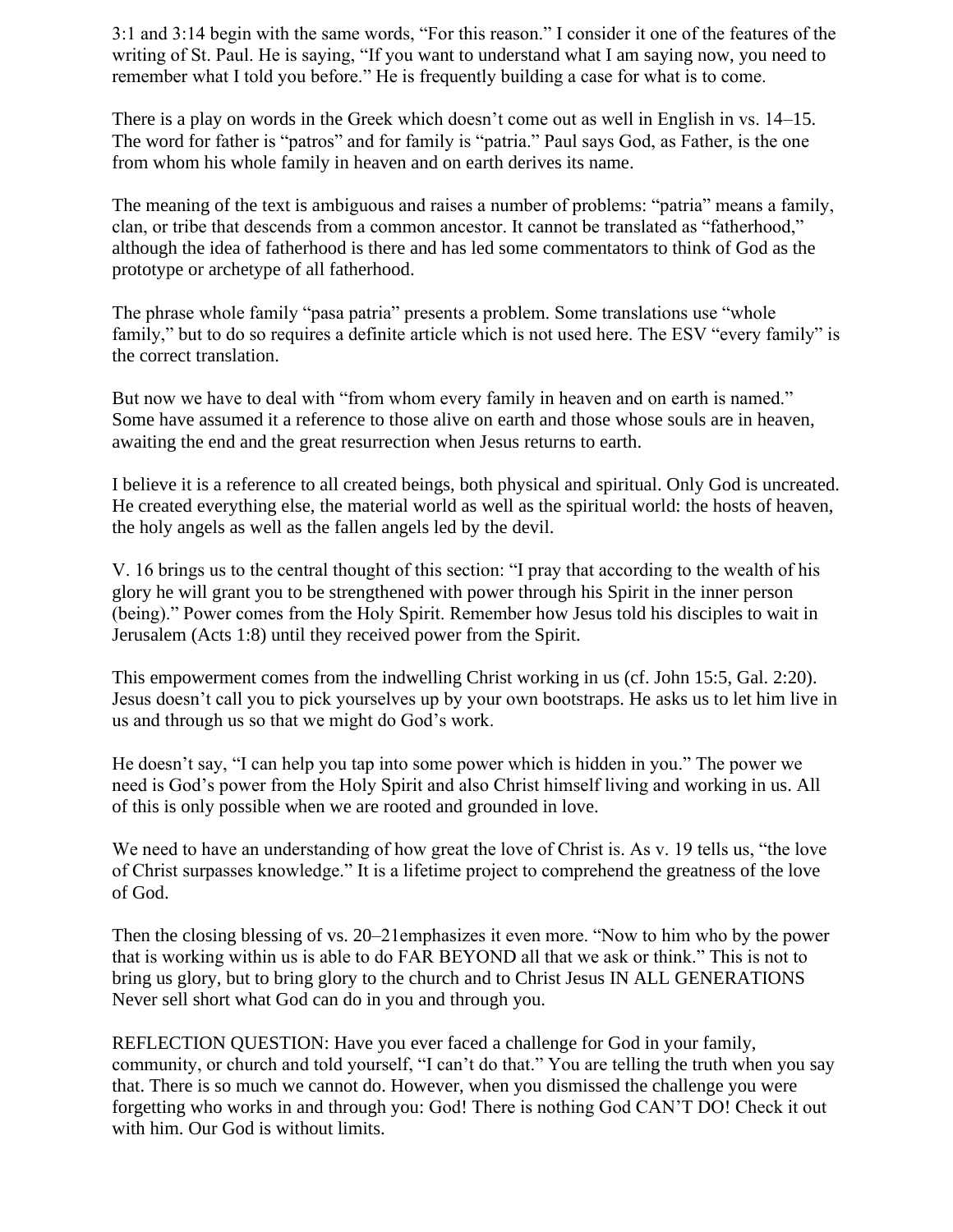3:1 and 3:14 begin with the same words, "For this reason." I consider it one of the features of the writing of St. Paul. He is saying, "If you want to understand what I am saying now, you need to remember what I told you before." He is frequently building a case for what is to come.

There is a play on words in the Greek which doesn't come out as well in English in vs. 14–15. The word for father is "patros" and for family is "patria." Paul says God, as Father, is the one from whom his whole family in heaven and on earth derives its name.

The meaning of the text is ambiguous and raises a number of problems: "patria" means a family, clan, or tribe that descends from a common ancestor. It cannot be translated as "fatherhood," although the idea of fatherhood is there and has led some commentators to think of God as the prototype or archetype of all fatherhood.

The phrase whole family "pasa patria" presents a problem. Some translations use "whole family," but to do so requires a definite article which is not used here. The ESV "every family" is the correct translation.

But now we have to deal with "from whom every family in heaven and on earth is named." Some have assumed it a reference to those alive on earth and those whose souls are in heaven, awaiting the end and the great resurrection when Jesus returns to earth.

I believe it is a reference to all created beings, both physical and spiritual. Only God is uncreated. He created everything else, the material world as well as the spiritual world: the hosts of heaven, the holy angels as well as the fallen angels led by the devil.

V. 16 brings us to the central thought of this section: "I pray that according to the wealth of his glory he will grant you to be strengthened with power through his Spirit in the inner person (being)." Power comes from the Holy Spirit. Remember how Jesus told his disciples to wait in Jerusalem (Acts 1:8) until they received power from the Spirit.

This empowerment comes from the indwelling Christ working in us (cf. John 15:5, Gal. 2:20). Jesus doesn't call you to pick yourselves up by your own bootstraps. He asks us to let him live in us and through us so that we might do God's work.

He doesn't say, "I can help you tap into some power which is hidden in you." The power we need is God's power from the Holy Spirit and also Christ himself living and working in us. All of this is only possible when we are rooted and grounded in love.

We need to have an understanding of how great the love of Christ is. As v. 19 tells us, "the love of Christ surpasses knowledge." It is a lifetime project to comprehend the greatness of the love of God.

Then the closing blessing of vs. 20–21emphasizes it even more. "Now to him who by the power that is working within us is able to do FAR BEYOND all that we ask or think." This is not to bring us glory, but to bring glory to the church and to Christ Jesus IN ALL GENERATIONS Never sell short what God can do in you and through you.

REFLECTION QUESTION: Have you ever faced a challenge for God in your family, community, or church and told yourself, "I can't do that." You are telling the truth when you say that. There is so much we cannot do. However, when you dismissed the challenge you were forgetting who works in and through you: God! There is nothing God CAN'T DO! Check it out with him. Our God is without limits.